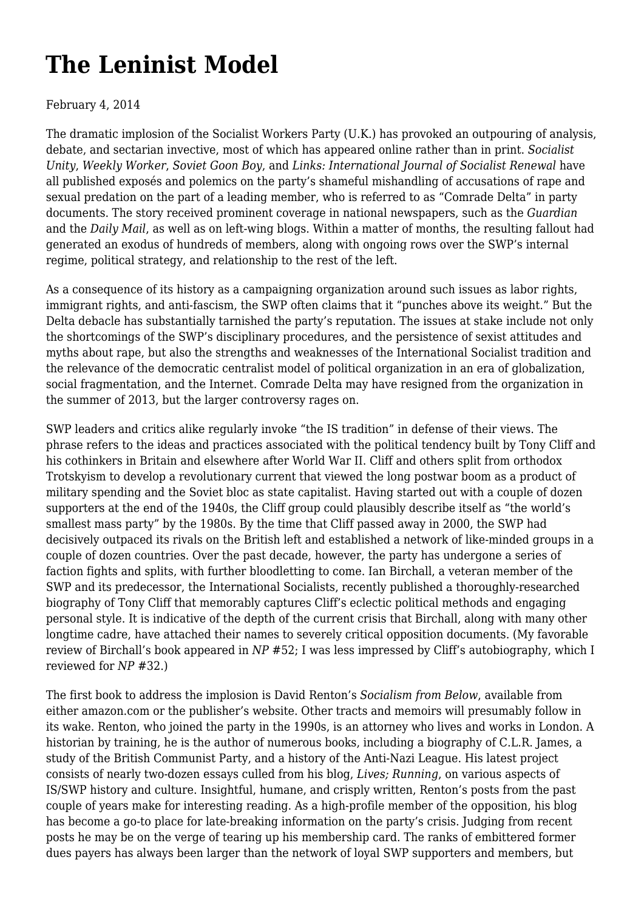# The Leninist Model

February 4, 2014

The dramatic implosion of the Socialist Workers Party (U.K.) has provoked an outpouring of analysis, debate, and sectarian invective, most of which has appeared online rather than in print. *Socialist Unity*, *Weekly Worker*, *Soviet Goon Boy*, and *Links: International Journal of Socialist Renewal* have all published exposés and polemics on the party's shameful mishandling of accusations of rape and sexual predation on the part of a leading member, who is referred to as "Comrade Delta" in party documents. The story received prominent coverage in national newspapers, such as the *Guardian* and the *Daily Mail*, as well as on left-wing blogs. Within a matter of months, the resulting fallout had generated an exodus of hundreds of members, along with ongoing rows over the SWP's internal regime, political strategy, and relationship to the rest of the left.

As a consequence of its history as a campaigning organization around such issues as labor rights, immigrant rights, and anti-fascism, the SWP often claims that it "punches above its weight." But the Delta debacle has substantially tarnished the party's reputation. The issues at stake include not only the shortcomings of the SWP's disciplinary procedures, and the persistence of sexist attitudes and myths about rape, but also the strengths and weaknesses of the International Socialist tradition and the relevance of the democratic centralist model of political organization in an era of globalization, social fragmentation, and the Internet. Comrade Delta may have resigned from the organization in the summer of 2013, but the larger controversy rages on.

SWP leaders and critics alike regularly invoke "the IS tradition" in defense of their views. The phrase refers to the ideas and practices associated with the political tendency built by Tony Cliff and his cothinkers in Britain and elsewhere after World War II. Cliff and others split from orthodox Trotskyism to develop a revolutionary current that viewed the long postwar boom as a product of military spending and the Soviet bloc as state capitalist. Having started out with a couple of dozen supporters at the end of the 1940s, the Cliff group could plausibly describe itself as "the world's smallest mass party" by the 1980s. By the time that Cliff passed away in 2000, the SWP had decisively outpaced its rivals on the British left and established a network of like-minded groups in a couple of dozen countries. Over the past decade, however, the party has undergone a series of faction fights and splits, with further bloodletting to come. Ian Birchall, a veteran member of the SWP and its predecessor, the International Socialists, recently published a thoroughly-researched biography of Tony Cliff that memorably captures Cliff's eclectic political methods and engaging personal style. It is indicative of the depth of the current crisis that Birchall, along with many other longtime cadre, have attached their names to severely critical opposition documents. (My favorable review of Birchall's book appeared in *NP* #52; I was less impressed by Cliff's autobiography, which I reviewed for *NP* #32.)

The first book to address the implosion is David Renton's *Socialism from Below*, available from either amazon.com or the publisher's website. Other tracts and memoirs will presumably follow in its wake. Renton, who joined the party in the 1990s, is an attorney who lives and works in London. A historian by training, he is the author of numerous books, including a biography of C.L.R. James, a study of the British Communist Party, and a history of the Anti-Nazi League. His latest project consists of nearly two-dozen essays culled from his blog, *Lives; Running*, on various aspects of IS/SWP history and culture. Insightful, humane, and crisply written, Renton's posts from the past couple of years make for interesting reading. As a high-profile member of the opposition, his blog has become a go-to place for late-breaking information on the party's crisis. Judging from recent posts he may be on the verge of tearing up his membership card. The ranks of embittered former dues payers has always been larger than the network of loyal SWP supporters and members, but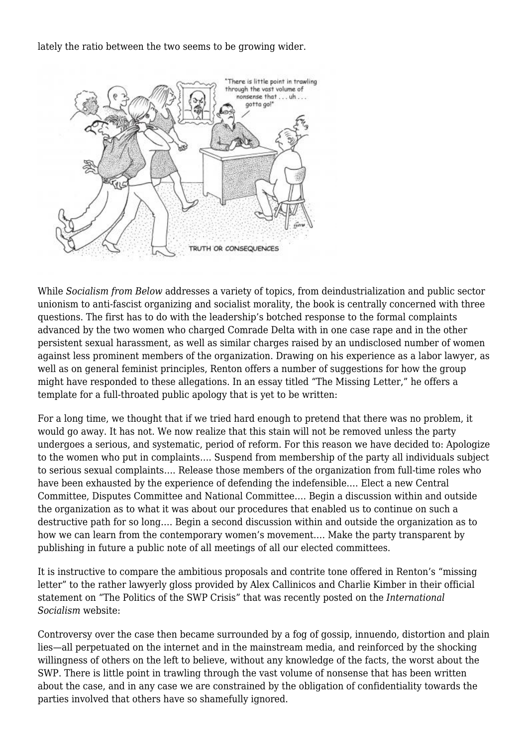lately the ratio between the two seems to be growing wider.

While *Socialism from Below* addresses a variety of topics, from deindustrialization and public sector unionism to anti-fascist organizing and socialist morality, the book is centrally concerned with three questions. The first has to do with the leadership's botched response to the formal complaints advanced by the two women who charged Comrade Delta with in one case rape and in the other persistent sexual harassment, as well as similar charges raised by an undisclosed number of women against less prominent members of the organization. Drawing on his experience as a labor lawyer, as well as on general feminist principles, Renton offers a number of suggestions for how the group might have responded to these allegations. In an essay titled "The Missing Letter," he offers a template for a full-throated public apology that is yet to be written:

For a long time, we thought that if we tried hard enough to pretend that there was no problem, it would go away. It has not. We now realize that this stain will not be removed unless the party undergoes a serious, and systematic, period of reform. For this reason we have decided to: Apologize to the women who put in complaints…. Suspend from membership of the party all individuals subject to serious sexual complaints…. Release those members of the organization from full-time roles who have been exhausted by the experience of defending the indefensible…. Elect a new Central Committee, Disputes Committee and National Committee…. Begin a discussion within and outside the organization as to what it was about our procedures that enabled us to continue on such a destructive path for so long…. Begin a second discussion within and outside the organization as to how we can learn from the contemporary women's movement…. Make the party transparent by publishing in future a public note of all meetings of all our elected committees.

It is instructive to compare the ambitious proposals and contrite tone offered in Renton's "missing letter" to the rather lawyerly gloss provided by Alex Callinicos and Charlie Kimber in their official statement on "The Politics of the SWP Crisis" that was recently posted on the *International Socialism* website:

Controversy over the case then became surrounded by a fog of gossip, innuendo, distortion and plain lies—all perpetuated on the internet and in the mainstream media, and reinforced by the shocking willingness of others on the left to believe, without any knowledge of the facts, the worst about the SWP. There is little point in trawling through the vast volume of nonsense that has been written about the case, and in any case we are constrained by the obligation of confidentiality towards the parties involved that others have so shamefully ignored.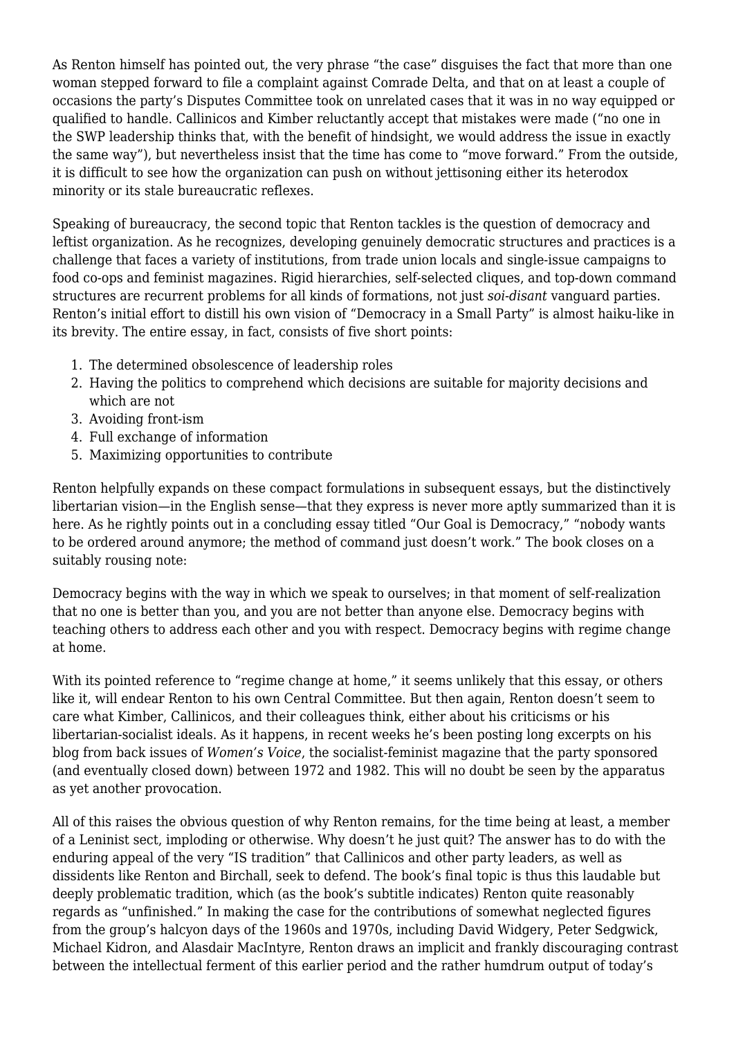As Renton himself has pointed out, the very phrase "the case" disguises the fact that more than one woman stepped forward to file a complaint against Comrade Delta, and that on at least a couple of occasions the party's Disputes Committee took on unrelated cases that it was in no way equipped or qualified to handle. Callinicos and Kimber reluctantly accept that mistakes were made ("no one in the SWP leadership thinks that, with the benefit of hindsight, we would address the issue in exactly the same way"), but nevertheless insist that the time has come to "move forward." From the outside, it is difficult to see how the organization can push on without jettisoning either its heterodox minority or its stale bureaucratic reflexes.

Speaking of bureaucracy, the second topic that Renton tackles is the question of democracy and leftist organization. As he recognizes, developing genuinely democratic structures and practices is a challenge that faces a variety of institutions, from trade union locals and single-issue campaigns to food co-ops and feminist magazines. Rigid hierarchies, self-selected cliques, and top-down command structures are recurrent problems for all kinds of formations, not just *soi-disant* vanguard parties. Renton's initial effort to distill his own vision of "Democracy in a Small Party" is almost haiku-like in its brevity. The entire essay, in fact, consists of five short points:

1. The determined obsolescence of leadership roles
2. Having the politics to comprehend which decisions are suitable for majority decisions and which are not
3. Avoiding front-ism
4. Full exchange of information
5. Maximizing opportunities to contribute

Renton helpfully expands on these compact formulations in subsequent essays, but the distinctively libertarian vision—in the English sense—that they express is never more aptly summarized than it is here. As he rightly points out in a concluding essay titled "Our Goal is Democracy," "nobody wants to be ordered around anymore; the method of command just doesn't work." The book closes on a suitably rousing note:

Democracy begins with the way in which we speak to ourselves; in that moment of self-realization that no one is better than you, and you are not better than anyone else. Democracy begins with teaching others to address each other and you with respect. Democracy begins with regime change at home.

With its pointed reference to "regime change at home," it seems unlikely that this essay, or others like it, will endear Renton to his own Central Committee. But then again, Renton doesn't seem to care what Kimber, Callinicos, and their colleagues think, either about his criticisms or his libertarian-socialist ideals. As it happens, in recent weeks he's been posting long excerpts on his blog from back issues of *Women's Voice*, the socialist-feminist magazine that the party sponsored (and eventually closed down) between 1972 and 1982. This will no doubt be seen by the apparatus as yet another provocation.

All of this raises the obvious question of why Renton remains, for the time being at least, a member of a Leninist sect, imploding or otherwise. Why doesn't he just quit? The answer has to do with the enduring appeal of the very "IS tradition" that Callinicos and other party leaders, as well as dissidents like Renton and Birchall, seek to defend. The book's final topic is thus this laudable but deeply problematic tradition, which (as the book's subtitle indicates) Renton quite reasonably regards as "unfinished." In making the case for the contributions of somewhat neglected figures from the group's halcyon days of the 1960s and 1970s, including David Widgery, Peter Sedgwick, Michael Kidron, and Alasdair MacIntyre, Renton draws an implicit and frankly discouraging contrast between the intellectual ferment of this earlier period and the rather humdrum output of today's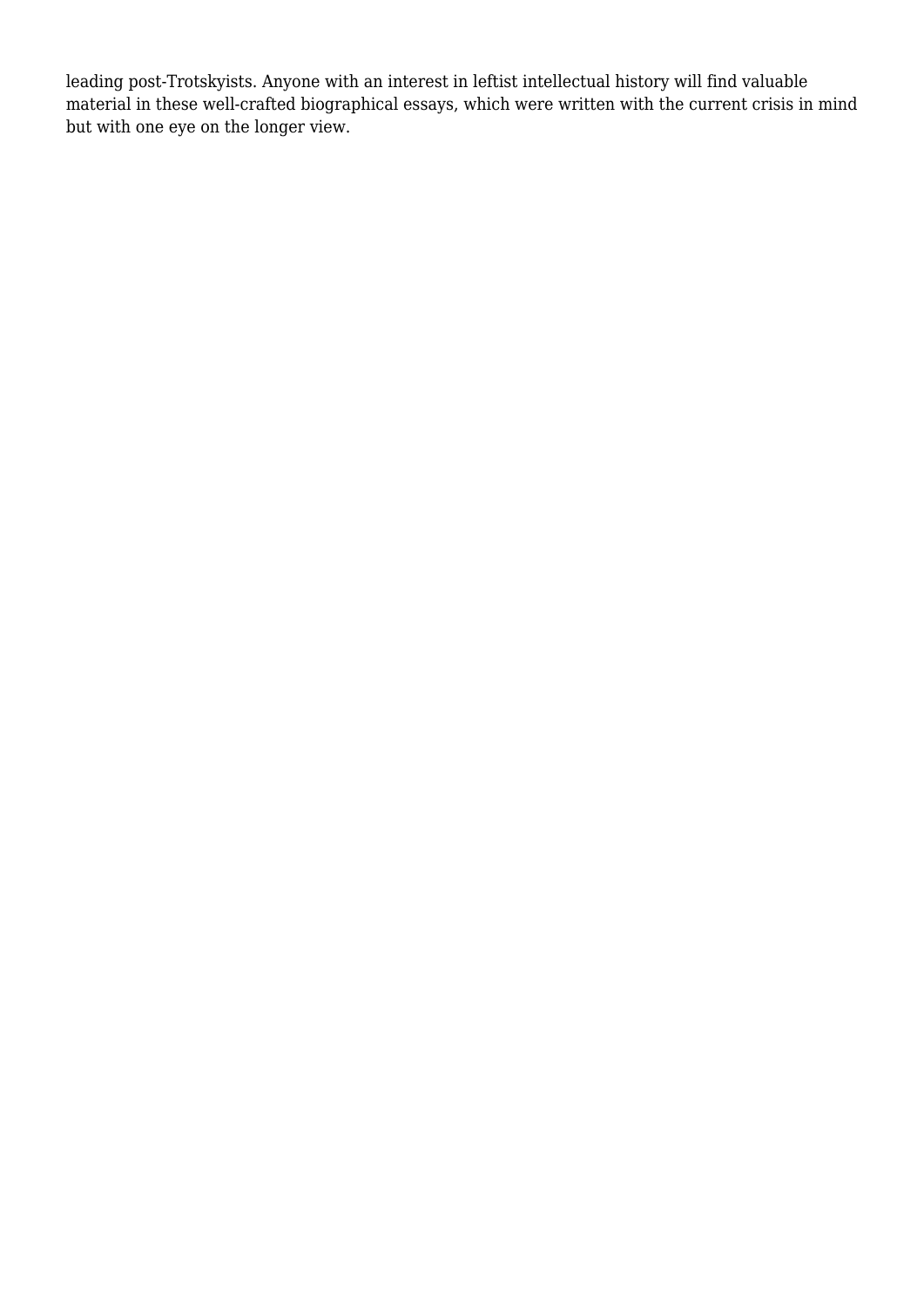leading post-Trotskyists. Anyone with an interest in leftist intellectual history will find valuable material in these well-crafted biographical essays, which were written with the current crisis in mind but with one eye on the longer view.